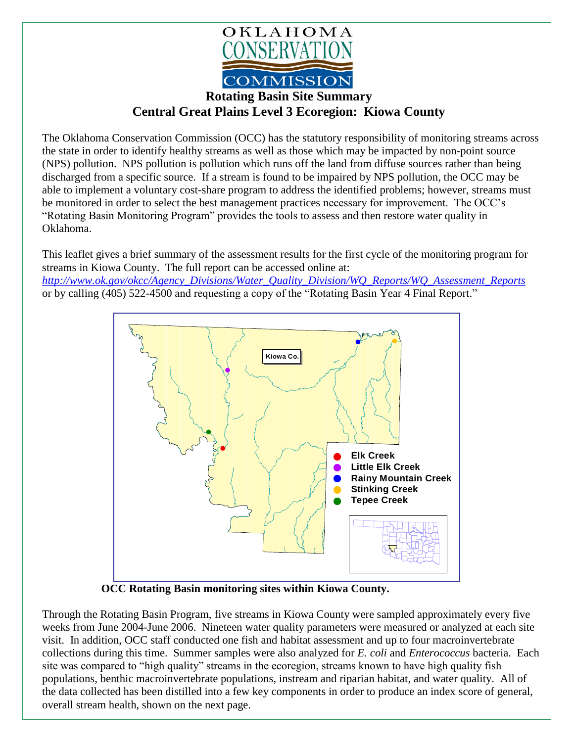OKLAHOMA CONSERVATION COMMISSION

# Rotating Basin Site Summary
## Central Great Plains Level 3 Ecoregion: Kiowa County

The Oklahoma Conservation Commission (OCC) has the statutory responsibility of monitoring streams across the state in order to identify healthy streams as well as those which may be impacted by non-point source (NPS) pollution. NPS pollution is pollution which runs off the land from diffuse sources rather than being discharged from a specific source. If a stream is found to be impaired by NPS pollution, the OCC may be able to implement a voluntary cost-share program to address the identified problems; however, streams must be monitored in order to select the best management practices necessary for improvement. The OCC's "Rotating Basin Monitoring Program" provides the tools to assess and then restore water quality in Oklahoma.

This leaflet gives a brief summary of the assessment results for the first cycle of the monitoring program for streams in Kiowa County. The full report can be accessed online at: *http://www.ok.gov/okcc/Agency_Divisions/Water_Quality_Division/WQ_Reports/WQ_Assessment_Reports* or by calling (405) 522-4500 and requesting a copy of the "Rotating Basin Year 4 Final Report."

Kiowa Co.

- Elk Creek
- Little Elk Creek
- Rainy Mountain Creek
- Stinking Creek
- Tepee Creek

**OCC Rotating Basin monitoring sites within Kiowa County.**

Through the Rotating Basin Program, five streams in Kiowa County were sampled approximately every five weeks from June 2004-June 2006. Nineteen water quality parameters were measured or analyzed at each site visit. In addition, OCC staff conducted one fish and habitat assessment and up to four macroinvertebrate collections during this time. Summer samples were also analyzed for *E. coli* and *Enterococcus* bacteria. Each site was compared to "high quality" streams in the ecoregion, streams known to have high quality fish populations, benthic macroinvertebrate populations, instream and riparian habitat, and water quality. All of the data collected has been distilled into a few key components in order to produce an index score of general, overall stream health, shown on the next page.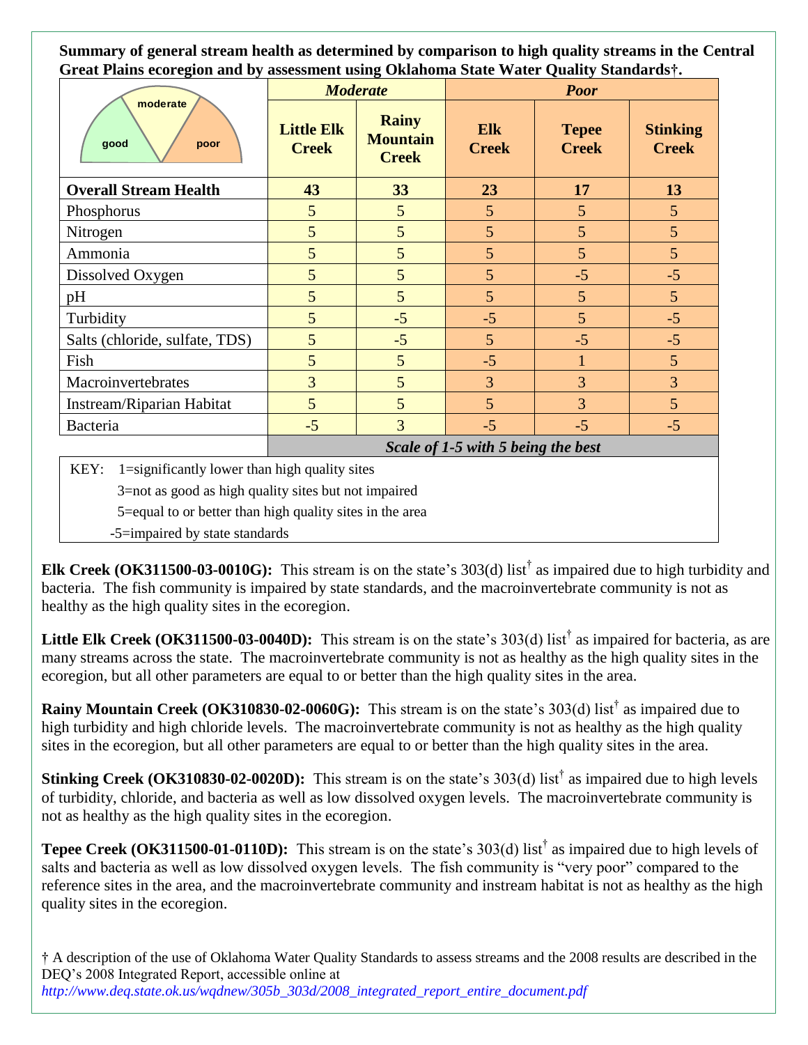**Summary of general stream health as determined by comparison to high quality streams in the Central Great Plains ecoregion and by assessment using Oklahoma State Water Quality Standards†.**

| | *Moderate* | | *Poor* | | |
|---|---|---|---|---|---|
| good / moderate / poor | **Little Elk Creek** | **Rainy Mountain Creek** | **Elk Creek** | **Tepee Creek** | **Stinking Creek** |
| **Overall Stream Health** | **43** | **33** | **23** | **17** | **13** |
| Phosphorus | 5 | 5 | 5 | 5 | 5 |
| Nitrogen | 5 | 5 | 5 | 5 | 5 |
| Ammonia | 5 | 5 | 5 | 5 | 5 |
| Dissolved Oxygen | 5 | 5 | 5 | -5 | -5 |
| pH | 5 | 5 | 5 | 5 | 5 |
| Turbidity | 5 | -5 | -5 | 5 | -5 |
| Salts (chloride, sulfate, TDS) | 5 | -5 | 5 | -5 | -5 |
| Fish | 5 | 5 | -5 | 1 | 5 |
| Macroinvertebrates | 3 | 5 | 3 | 3 | 3 |
| Instream/Riparian Habitat | 5 | 5 | 5 | 3 | 5 |
| Bacteria | -5 | 3 | -5 | -5 | -5 |
| | ***Scale of 1-5 with 5 being the best*** | | | | |

KEY: 1=significantly lower than high quality sites
3=not as good as high quality sites but not impaired
5=equal to or better than high quality sites in the area
-5=impaired by state standards

**Elk Creek (OK311500-03-0010G):** This stream is on the state's 303(d) list† as impaired due to high turbidity and bacteria. The fish community is impaired by state standards, and the macroinvertebrate community is not as healthy as the high quality sites in the ecoregion.

**Little Elk Creek (OK311500-03-0040D):** This stream is on the state's 303(d) list† as impaired for bacteria, as are many streams across the state. The macroinvertebrate community is not as healthy as the high quality sites in the ecoregion, but all other parameters are equal to or better than the high quality sites in the area.

**Rainy Mountain Creek (OK310830-02-0060G):** This stream is on the state's 303(d) list† as impaired due to high turbidity and high chloride levels. The macroinvertebrate community is not as healthy as the high quality sites in the ecoregion, but all other parameters are equal to or better than the high quality sites in the area.

**Stinking Creek (OK310830-02-0020D):** This stream is on the state's 303(d) list† as impaired due to high levels of turbidity, chloride, and bacteria as well as low dissolved oxygen levels. The macroinvertebrate community is not as healthy as the high quality sites in the ecoregion.

**Tepee Creek (OK311500-01-0110D):** This stream is on the state's 303(d) list† as impaired due to high levels of salts and bacteria as well as low dissolved oxygen levels. The fish community is "very poor" compared to the reference sites in the area, and the macroinvertebrate community and instream habitat is not as healthy as the high quality sites in the ecoregion.

† A description of the use of Oklahoma Water Quality Standards to assess streams and the 2008 results are described in the DEQ's 2008 Integrated Report, accessible online at *http://www.deq.state.ok.us/wqdnew/305b_303d/2008_integrated_report_entire_document.pdf*